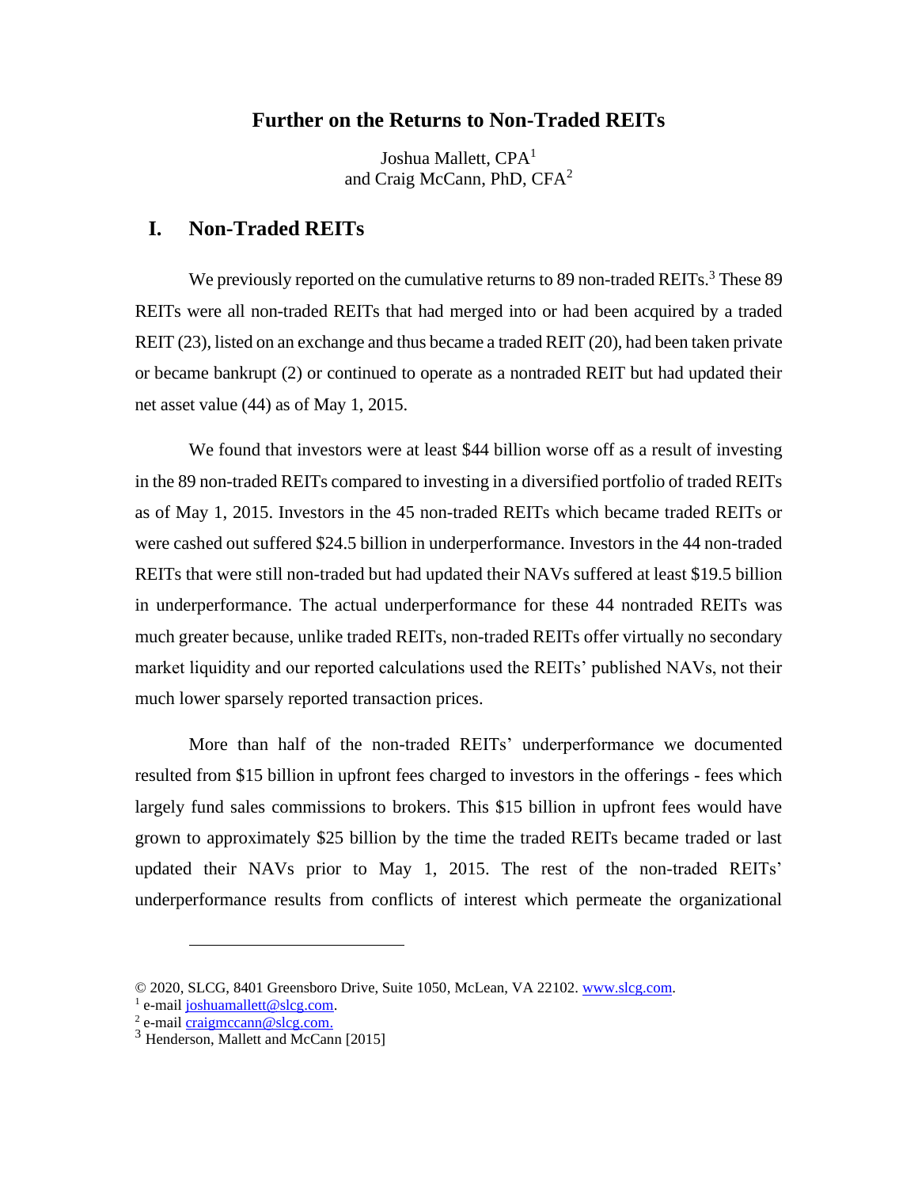# Further on the Returns to Non-Traded REITs

Joshua Mallett, CPA[1]
and Craig McCann, PhD, CFA[2]

## I. Non-Traded REITs

We previously reported on the cumulative returns to 89 non-traded REITs.[3] These 89 REITs were all non-traded REITs that had merged into or had been acquired by a traded REIT (23), listed on an exchange and thus became a traded REIT (20), had been taken private or became bankrupt (2) or continued to operate as a nontraded REIT but had updated their net asset value (44) as of May 1, 2015.

We found that investors were at least $44 billion worse off as a result of investing in the 89 non-traded REITs compared to investing in a diversified portfolio of traded REITs as of May 1, 2015. Investors in the 45 non-traded REITs which became traded REITs or were cashed out suffered $24.5 billion in underperformance. Investors in the 44 non-traded REITs that were still non-traded but had updated their NAVs suffered at least $19.5 billion in underperformance. The actual underperformance for these 44 nontraded REITs was much greater because, unlike traded REITs, non-traded REITs offer virtually no secondary market liquidity and our reported calculations used the REITs' published NAVs, not their much lower sparsely reported transaction prices.

More than half of the non-traded REITs' underperformance we documented resulted from $15 billion in upfront fees charged to investors in the offerings - fees which largely fund sales commissions to brokers. This $15 billion in upfront fees would have grown to approximately $25 billion by the time the traded REITs became traded or last updated their NAVs prior to May 1, 2015. The rest of the non-traded REITs' underperformance results from conflicts of interest which permeate the organizational

---

© 2020, SLCG, 8401 Greensboro Drive, Suite 1050, McLean, VA 22102. www.slcg.com.

[1] e-mail joshuamallett@slcg.com.

[2] e-mail craigmccann@slcg.com.

[3] Henderson, Mallett and McCann [2015]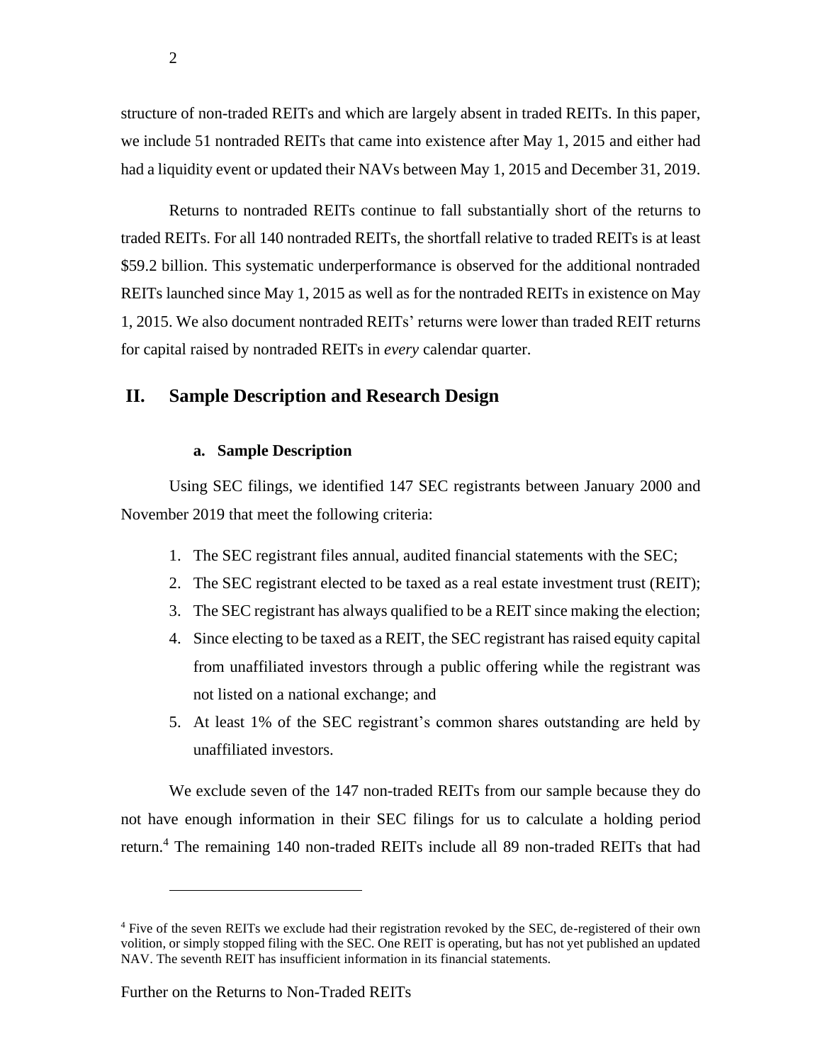structure of non-traded REITs and which are largely absent in traded REITs. In this paper, we include 51 nontraded REITs that came into existence after May 1, 2015 and either had had a liquidity event or updated their NAVs between May 1, 2015 and December 31, 2019.

Returns to nontraded REITs continue to fall substantially short of the returns to traded REITs. For all 140 nontraded REITs, the shortfall relative to traded REITs is at least \$59.2 billion. This systematic underperformance is observed for the additional nontraded REITs launched since May 1, 2015 as well as for the nontraded REITs in existence on May 1, 2015. We also document nontraded REITs' returns were lower than traded REIT returns for capital raised by nontraded REITs in *every* calendar quarter.

## II. Sample Description and Research Design

### a. Sample Description

Using SEC filings, we identified 147 SEC registrants between January 2000 and November 2019 that meet the following criteria:

1. The SEC registrant files annual, audited financial statements with the SEC;
2. The SEC registrant elected to be taxed as a real estate investment trust (REIT);
3. The SEC registrant has always qualified to be a REIT since making the election;
4. Since electing to be taxed as a REIT, the SEC registrant has raised equity capital from unaffiliated investors through a public offering while the registrant was not listed on a national exchange; and
5. At least 1% of the SEC registrant's common shares outstanding are held by unaffiliated investors.

We exclude seven of the 147 non-traded REITs from our sample because they do not have enough information in their SEC filings for us to calculate a holding period return.[4] The remaining 140 non-traded REITs include all 89 non-traded REITs that had

[4] Five of the seven REITs we exclude had their registration revoked by the SEC, de-registered of their own volition, or simply stopped filing with the SEC. One REIT is operating, but has not yet published an updated NAV. The seventh REIT has insufficient information in its financial statements.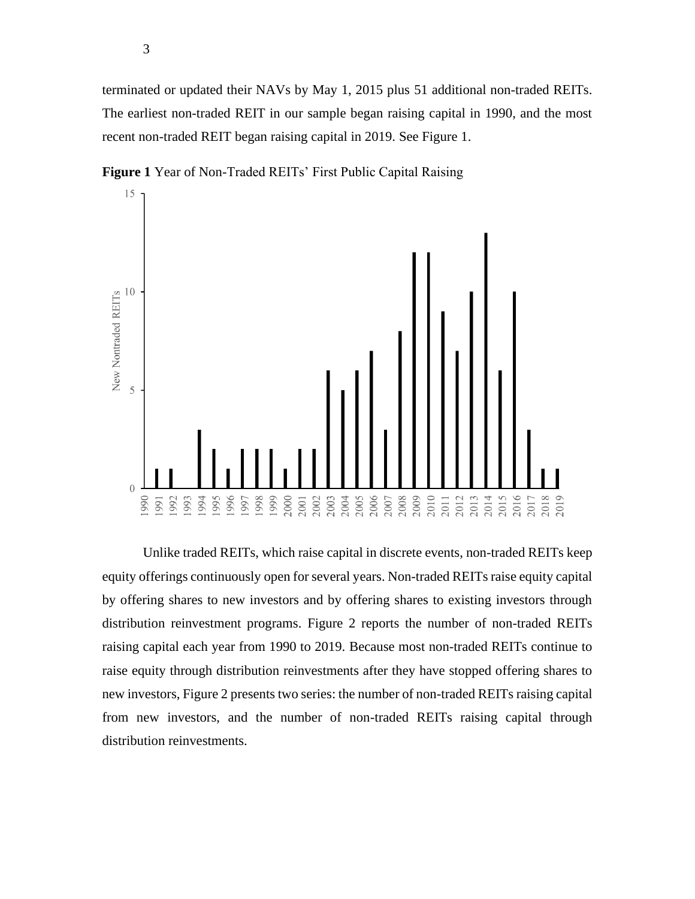terminated or updated their NAVs by May 1, 2015 plus 51 additional non-traded REITs. The earliest non-traded REIT in our sample began raising capital in 1990, and the most recent non-traded REIT began raising capital in 2019. See Figure 1.

**Figure 1** Year of Non-Traded REITs' First Public Capital Raising

Unlike traded REITs, which raise capital in discrete events, non-traded REITs keep equity offerings continuously open for several years. Non-traded REITs raise equity capital by offering shares to new investors and by offering shares to existing investors through distribution reinvestment programs. Figure 2 reports the number of non-traded REITs raising capital each year from 1990 to 2019. Because most non-traded REITs continue to raise equity through distribution reinvestments after they have stopped offering shares to new investors, Figure 2 presents two series: the number of non-traded REITs raising capital from new investors, and the number of non-traded REITs raising capital through distribution reinvestments.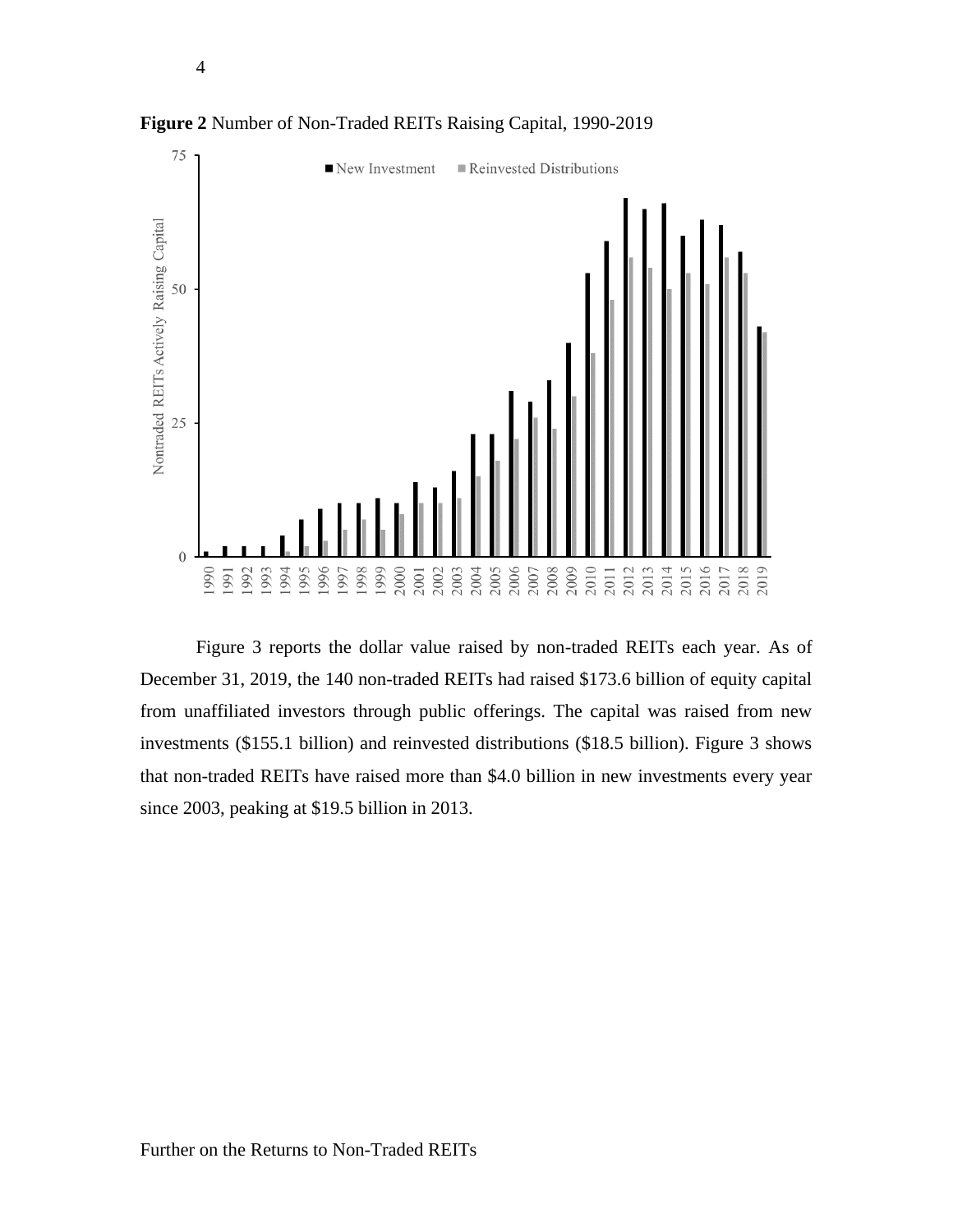**Figure 2** Number of Non-Traded REITs Raising Capital, 1990-2019

Figure 3 reports the dollar value raised by non-traded REITs each year. As of December 31, 2019, the 140 non-traded REITs had raised \$173.6 billion of equity capital from unaffiliated investors through public offerings. The capital was raised from new investments (\$155.1 billion) and reinvested distributions (\$18.5 billion). Figure 3 shows that non-traded REITs have raised more than \$4.0 billion in new investments every year since 2003, peaking at \$19.5 billion in 2013.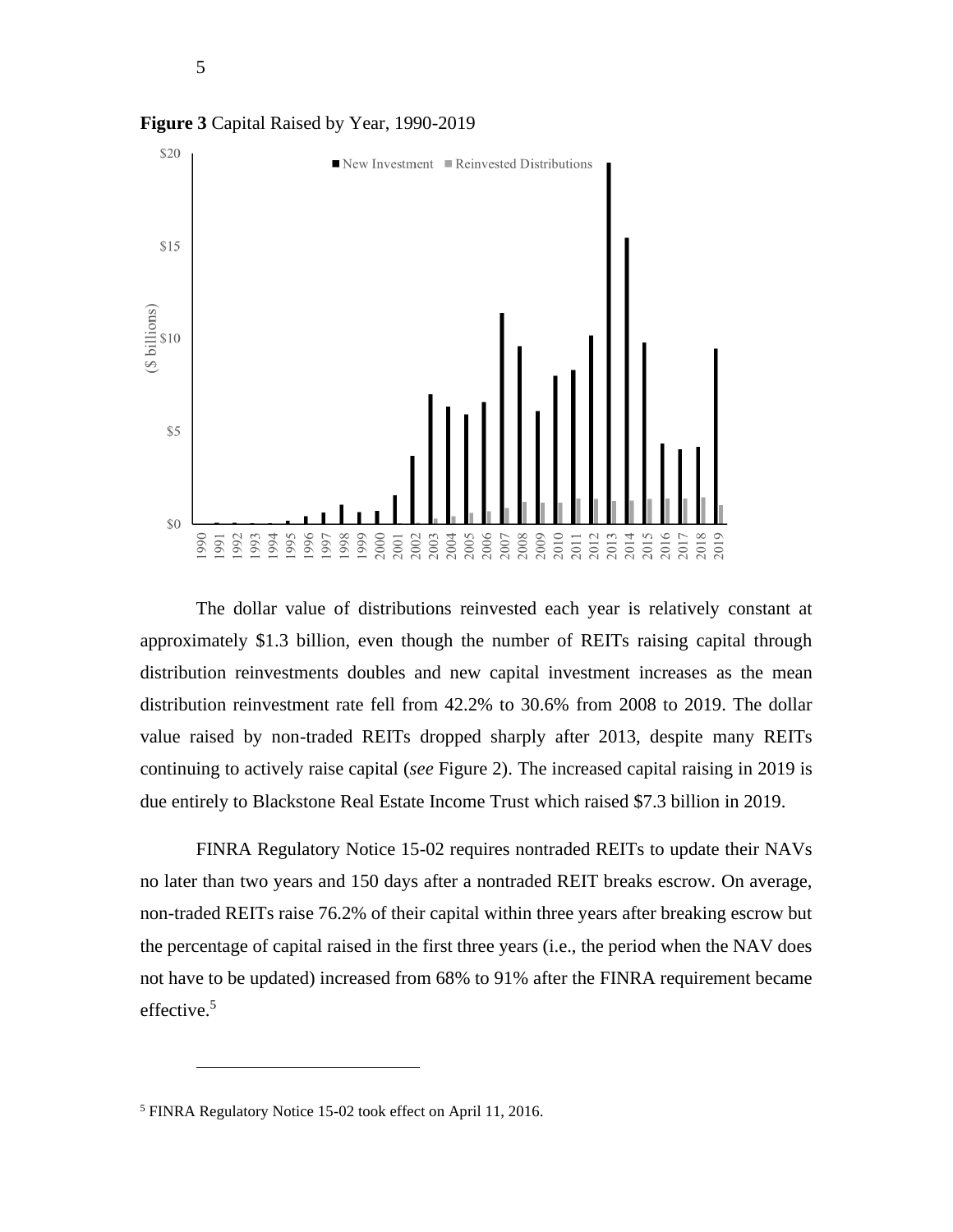**Figure 3** Capital Raised by Year, 1990-2019

The dollar value of distributions reinvested each year is relatively constant at approximately $1.3 billion, even though the number of REITs raising capital through distribution reinvestments doubles and new capital investment increases as the mean distribution reinvestment rate fell from 42.2% to 30.6% from 2008 to 2019. The dollar value raised by non-traded REITs dropped sharply after 2013, despite many REITs continuing to actively raise capital (*see* Figure 2). The increased capital raising in 2019 is due entirely to Blackstone Real Estate Income Trust which raised $7.3 billion in 2019.

FINRA Regulatory Notice 15-02 requires nontraded REITs to update their NAVs no later than two years and 150 days after a nontraded REIT breaks escrow. On average, non-traded REITs raise 76.2% of their capital within three years after breaking escrow but the percentage of capital raised in the first three years (i.e., the period when the NAV does not have to be updated) increased from 68% to 91% after the FINRA requirement became effective.[5]

[5] FINRA Regulatory Notice 15-02 took effect on April 11, 2016.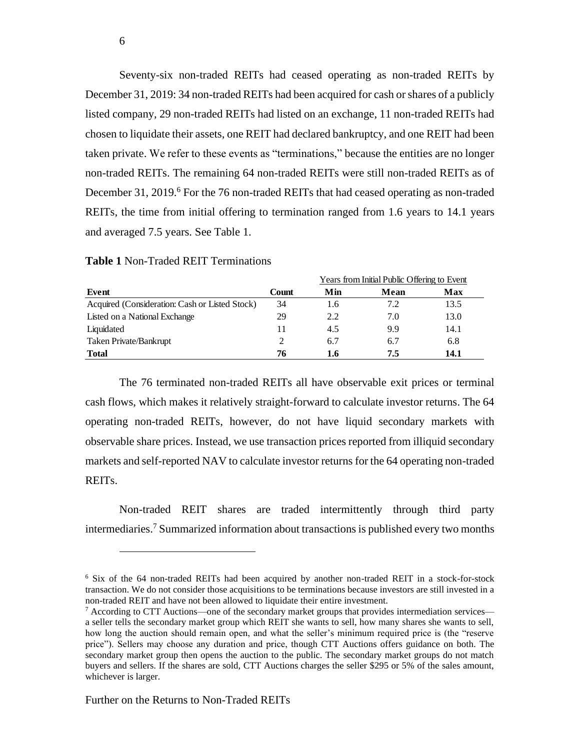Seventy-six non-traded REITs had ceased operating as non-traded REITs by December 31, 2019: 34 non-traded REITs had been acquired for cash or shares of a publicly listed company, 29 non-traded REITs had listed on an exchange, 11 non-traded REITs had chosen to liquidate their assets, one REIT had declared bankruptcy, and one REIT had been taken private. We refer to these events as "terminations," because the entities are no longer non-traded REITs. The remaining 64 non-traded REITs were still non-traded REITs as of December 31, 2019.[6] For the 76 non-traded REITs that had ceased operating as non-traded REITs, the time from initial offering to termination ranged from 1.6 years to 14.1 years and averaged 7.5 years. See Table 1.

**Table 1** Non-Traded REIT Terminations

| | | Years from Initial Public Offering to Event | | |
|---|---|---|---|---|
| **Event** | **Count** | **Min** | **Mean** | **Max** |
| Acquired (Consideration: Cash or Listed Stock) | 34 | 1.6 | 7.2 | 13.5 |
| Listed on a National Exchange | 29 | 2.2 | 7.0 | 13.0 |
| Liquidated | 11 | 4.5 | 9.9 | 14.1 |
| Taken Private/Bankrupt | 2 | 6.7 | 6.7 | 6.8 |
| **Total** | **76** | **1.6** | **7.5** | **14.1** |

The 76 terminated non-traded REITs all have observable exit prices or terminal cash flows, which makes it relatively straight-forward to calculate investor returns. The 64 operating non-traded REITs, however, do not have liquid secondary markets with observable share prices. Instead, we use transaction prices reported from illiquid secondary markets and self-reported NAV to calculate investor returns for the 64 operating non-traded REITs.

Non-traded REIT shares are traded intermittently through third party intermediaries.[7] Summarized information about transactions is published every two months

---

[6] Six of the 64 non-traded REITs had been acquired by another non-traded REIT in a stock-for-stock transaction. We do not consider those acquisitions to be terminations because investors are still invested in a non-traded REIT and have not been allowed to liquidate their entire investment.

[7] According to CTT Auctions—one of the secondary market groups that provides intermediation services—a seller tells the secondary market group which REIT she wants to sell, how many shares she wants to sell, how long the auction should remain open, and what the seller's minimum required price is (the "reserve price"). Sellers may choose any duration and price, though CTT Auctions offers guidance on both. The secondary market group then opens the auction to the public. The secondary market groups do not match buyers and sellers. If the shares are sold, CTT Auctions charges the seller $295 or 5% of the sales amount, whichever is larger.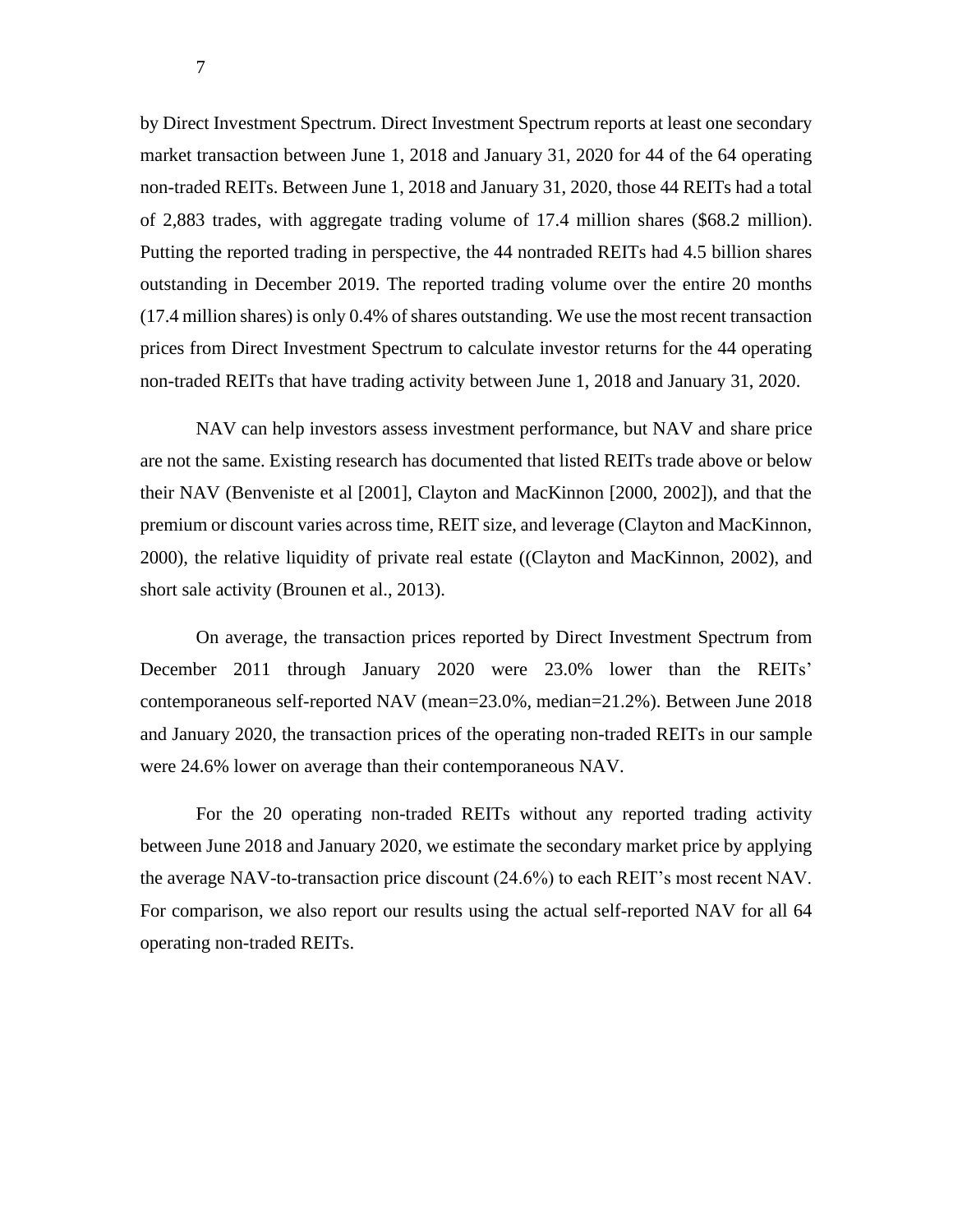by Direct Investment Spectrum. Direct Investment Spectrum reports at least one secondary market transaction between June 1, 2018 and January 31, 2020 for 44 of the 64 operating non-traded REITs. Between June 1, 2018 and January 31, 2020, those 44 REITs had a total of 2,883 trades, with aggregate trading volume of 17.4 million shares ($68.2 million). Putting the reported trading in perspective, the 44 nontraded REITs had 4.5 billion shares outstanding in December 2019. The reported trading volume over the entire 20 months (17.4 million shares) is only 0.4% of shares outstanding. We use the most recent transaction prices from Direct Investment Spectrum to calculate investor returns for the 44 operating non-traded REITs that have trading activity between June 1, 2018 and January 31, 2020.

NAV can help investors assess investment performance, but NAV and share price are not the same. Existing research has documented that listed REITs trade above or below their NAV (Benveniste et al [2001], Clayton and MacKinnon [2000, 2002]), and that the premium or discount varies across time, REIT size, and leverage (Clayton and MacKinnon, 2000), the relative liquidity of private real estate ((Clayton and MacKinnon, 2002), and short sale activity (Brounen et al., 2013).

On average, the transaction prices reported by Direct Investment Spectrum from December 2011 through January 2020 were 23.0% lower than the REITs' contemporaneous self-reported NAV (mean=23.0%, median=21.2%). Between June 2018 and January 2020, the transaction prices of the operating non-traded REITs in our sample were 24.6% lower on average than their contemporaneous NAV.

For the 20 operating non-traded REITs without any reported trading activity between June 2018 and January 2020, we estimate the secondary market price by applying the average NAV-to-transaction price discount (24.6%) to each REIT's most recent NAV. For comparison, we also report our results using the actual self-reported NAV for all 64 operating non-traded REITs.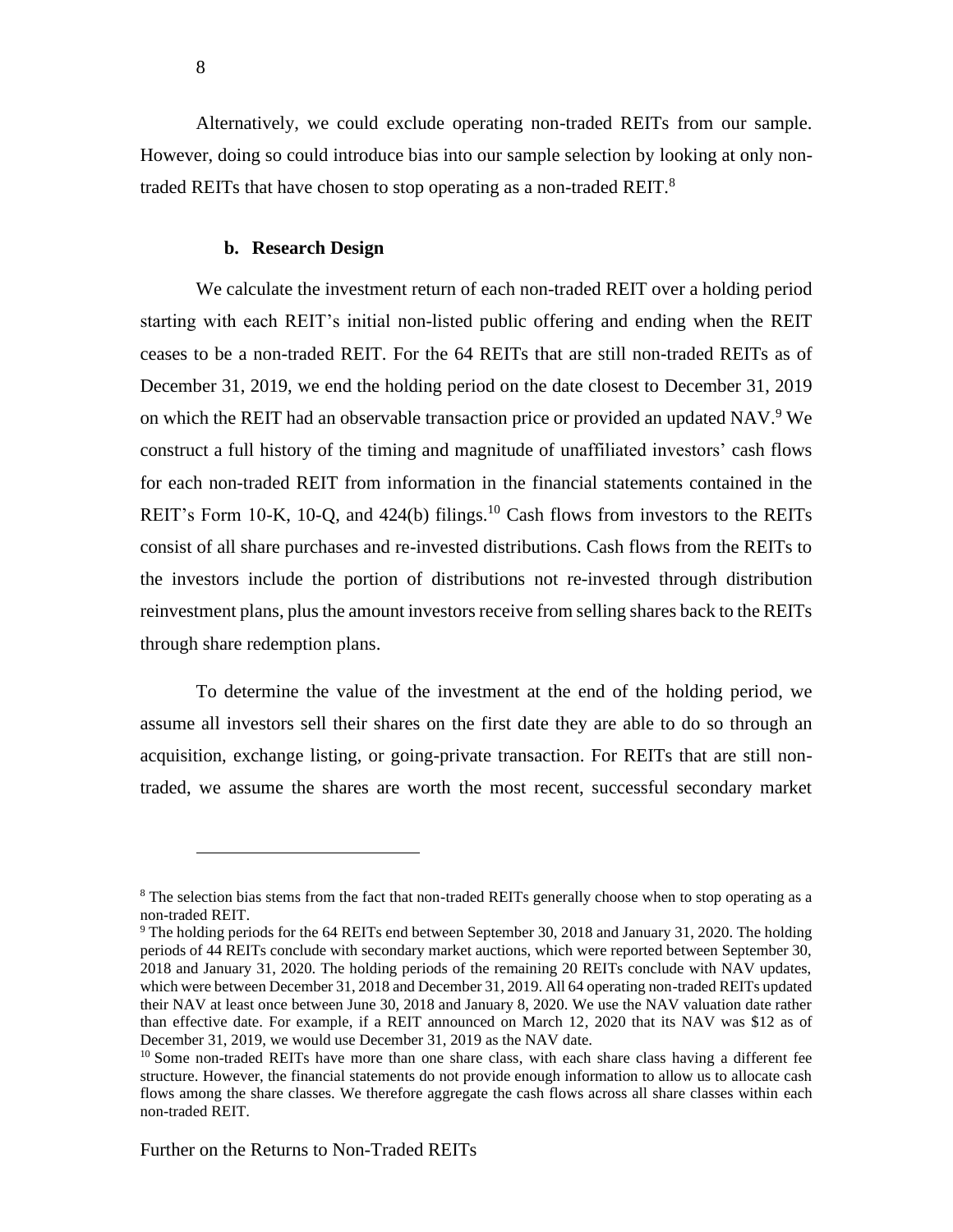Alternatively, we could exclude operating non-traded REITs from our sample. However, doing so could introduce bias into our sample selection by looking at only non-traded REITs that have chosen to stop operating as a non-traded REIT.[8]

### b. Research Design

We calculate the investment return of each non-traded REIT over a holding period starting with each REIT's initial non-listed public offering and ending when the REIT ceases to be a non-traded REIT. For the 64 REITs that are still non-traded REITs as of December 31, 2019, we end the holding period on the date closest to December 31, 2019 on which the REIT had an observable transaction price or provided an updated NAV.[9] We construct a full history of the timing and magnitude of unaffiliated investors' cash flows for each non-traded REIT from information in the financial statements contained in the REIT's Form 10-K, 10-Q, and 424(b) filings.[10] Cash flows from investors to the REITs consist of all share purchases and re-invested distributions. Cash flows from the REITs to the investors include the portion of distributions not re-invested through distribution reinvestment plans, plus the amount investors receive from selling shares back to the REITs through share redemption plans.

To determine the value of the investment at the end of the holding period, we assume all investors sell their shares on the first date they are able to do so through an acquisition, exchange listing, or going-private transaction. For REITs that are still non-traded, we assume the shares are worth the most recent, successful secondary market

---

[8] The selection bias stems from the fact that non-traded REITs generally choose when to stop operating as a non-traded REIT.

[9] The holding periods for the 64 REITs end between September 30, 2018 and January 31, 2020. The holding periods of 44 REITs conclude with secondary market auctions, which were reported between September 30, 2018 and January 31, 2020. The holding periods of the remaining 20 REITs conclude with NAV updates, which were between December 31, 2018 and December 31, 2019. All 64 operating non-traded REITs updated their NAV at least once between June 30, 2018 and January 8, 2020. We use the NAV valuation date rather than effective date. For example, if a REIT announced on March 12, 2020 that its NAV was $12 as of December 31, 2019, we would use December 31, 2019 as the NAV date.

[10] Some non-traded REITs have more than one share class, with each share class having a different fee structure. However, the financial statements do not provide enough information to allow us to allocate cash flows among the share classes. We therefore aggregate the cash flows across all share classes within each non-traded REIT.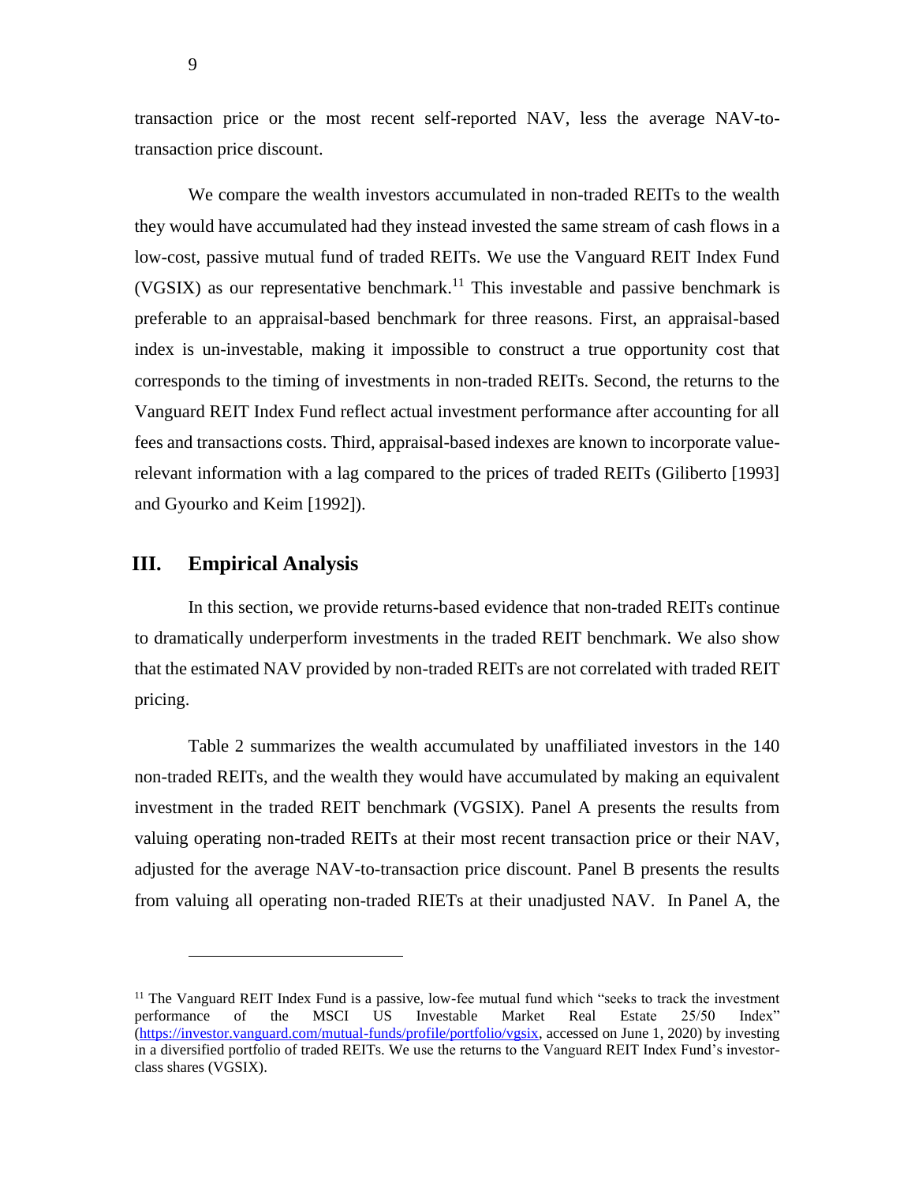transaction price or the most recent self-reported NAV, less the average NAV-to-transaction price discount.

We compare the wealth investors accumulated in non-traded REITs to the wealth they would have accumulated had they instead invested the same stream of cash flows in a low-cost, passive mutual fund of traded REITs. We use the Vanguard REIT Index Fund (VGSIX) as our representative benchmark.[11] This investable and passive benchmark is preferable to an appraisal-based benchmark for three reasons. First, an appraisal-based index is un-investable, making it impossible to construct a true opportunity cost that corresponds to the timing of investments in non-traded REITs. Second, the returns to the Vanguard REIT Index Fund reflect actual investment performance after accounting for all fees and transactions costs. Third, appraisal-based indexes are known to incorporate value-relevant information with a lag compared to the prices of traded REITs (Giliberto [1993] and Gyourko and Keim [1992]).

## III. Empirical Analysis

In this section, we provide returns-based evidence that non-traded REITs continue to dramatically underperform investments in the traded REIT benchmark. We also show that the estimated NAV provided by non-traded REITs are not correlated with traded REIT pricing.

Table 2 summarizes the wealth accumulated by unaffiliated investors in the 140 non-traded REITs, and the wealth they would have accumulated by making an equivalent investment in the traded REIT benchmark (VGSIX). Panel A presents the results from valuing operating non-traded REITs at their most recent transaction price or their NAV, adjusted for the average NAV-to-transaction price discount. Panel B presents the results from valuing all operating non-traded RIETs at their unadjusted NAV. In Panel A, the

---

[11] The Vanguard REIT Index Fund is a passive, low-fee mutual fund which "seeks to track the investment performance of the MSCI US Investable Market Real Estate 25/50 Index" (https://investor.vanguard.com/mutual-funds/profile/portfolio/vgsix, accessed on June 1, 2020) by investing in a diversified portfolio of traded REITs. We use the returns to the Vanguard REIT Index Fund's investor-class shares (VGSIX).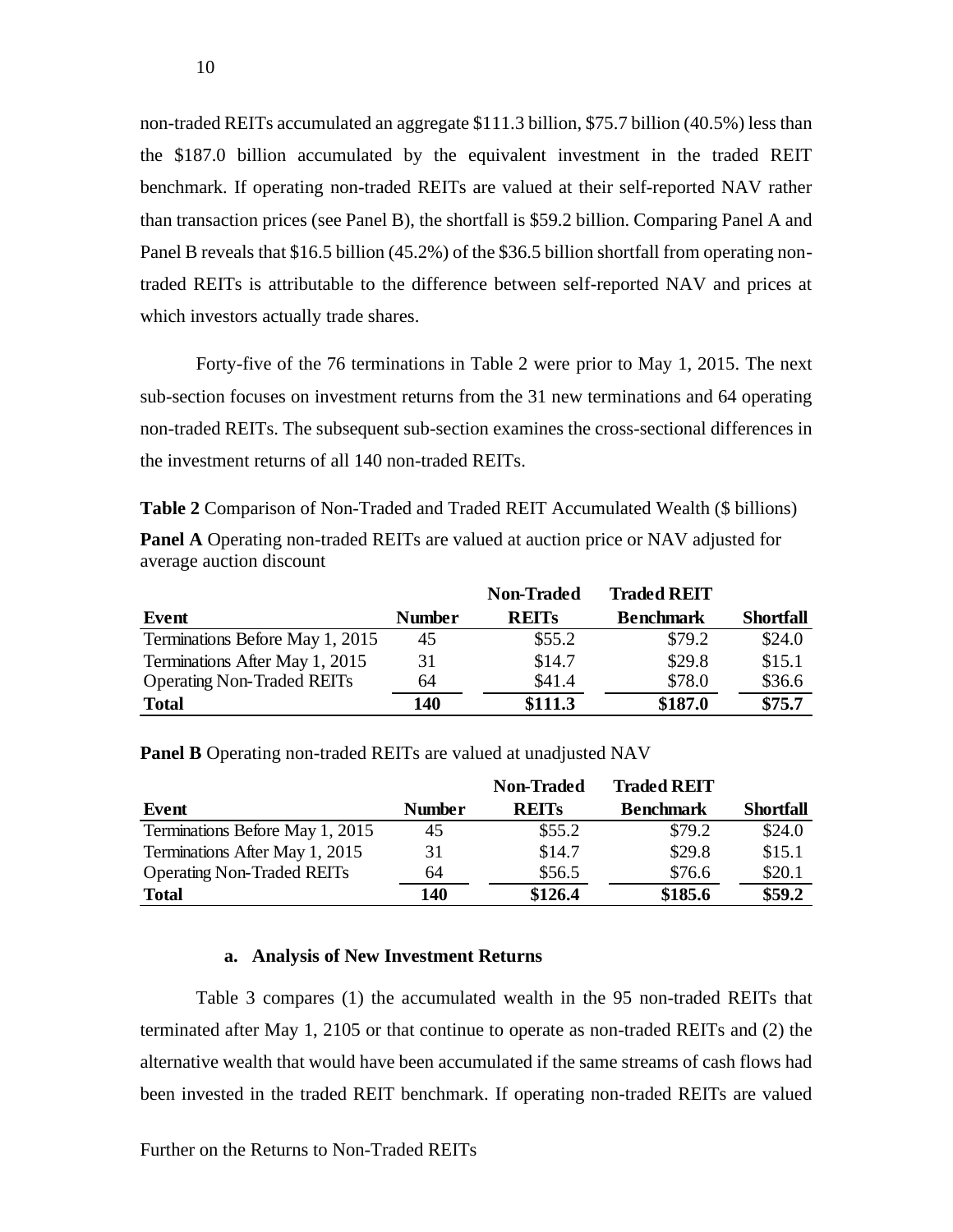non-traded REITs accumulated an aggregate $111.3 billion, $75.7 billion (40.5%) less than the $187.0 billion accumulated by the equivalent investment in the traded REIT benchmark. If operating non-traded REITs are valued at their self-reported NAV rather than transaction prices (see Panel B), the shortfall is $59.2 billion. Comparing Panel A and Panel B reveals that $16.5 billion (45.2%) of the $36.5 billion shortfall from operating non-traded REITs is attributable to the difference between self-reported NAV and prices at which investors actually trade shares.

Forty-five of the 76 terminations in Table 2 were prior to May 1, 2015. The next sub-section focuses on investment returns from the 31 new terminations and 64 operating non-traded REITs. The subsequent sub-section examines the cross-sectional differences in the investment returns of all 140 non-traded REITs.

**Table 2** Comparison of Non-Traded and Traded REIT Accumulated Wealth ($ billions)

**Panel A** Operating non-traded REITs are valued at auction price or NAV adjusted for average auction discount

| Event | Number | Non-Traded REITs | Traded REIT Benchmark | Shortfall |
|---|---|---|---|---|
| Terminations Before May 1, 2015 | 45 | $55.2 | $79.2 | $24.0 |
| Terminations After May 1, 2015 | 31 | $14.7 | $29.8 | $15.1 |
| Operating Non-Traded REITs | 64 | $41.4 | $78.0 | $36.6 |
| **Total** | **140** | **$111.3** | **$187.0** | **$75.7** |

**Panel B** Operating non-traded REITs are valued at unadjusted NAV

| Event | Number | Non-Traded REITs | Traded REIT Benchmark | Shortfall |
|---|---|---|---|---|
| Terminations Before May 1, 2015 | 45 | $55.2 | $79.2 | $24.0 |
| Terminations After May 1, 2015 | 31 | $14.7 | $29.8 | $15.1 |
| Operating Non-Traded REITs | 64 | $56.5 | $76.6 | $20.1 |
| **Total** | **140** | **$126.4** | **$185.6** | **$59.2** |

#### a. Analysis of New Investment Returns

Table 3 compares (1) the accumulated wealth in the 95 non-traded REITs that terminated after May 1, 2105 or that continue to operate as non-traded REITs and (2) the alternative wealth that would have been accumulated if the same streams of cash flows had been invested in the traded REIT benchmark. If operating non-traded REITs are valued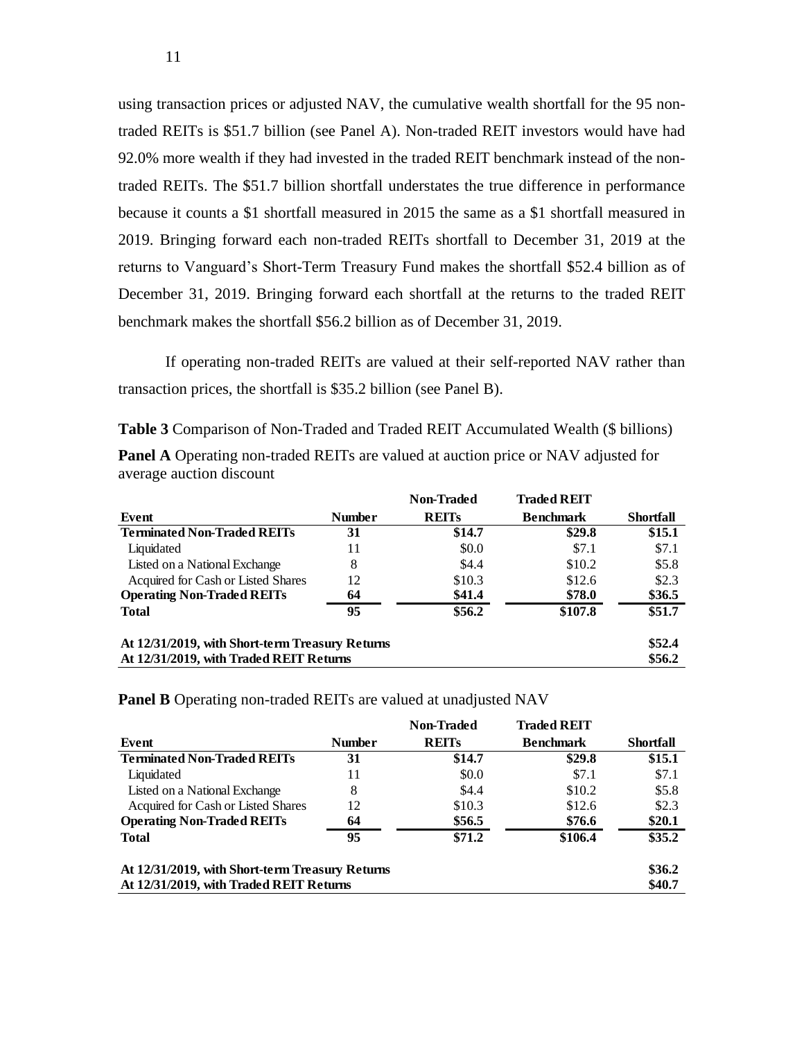using transaction prices or adjusted NAV, the cumulative wealth shortfall for the 95 non-traded REITs is $51.7 billion (see Panel A). Non-traded REIT investors would have had 92.0% more wealth if they had invested in the traded REIT benchmark instead of the non-traded REITs. The $51.7 billion shortfall understates the true difference in performance because it counts a $1 shortfall measured in 2015 the same as a $1 shortfall measured in 2019. Bringing forward each non-traded REITs shortfall to December 31, 2019 at the returns to Vanguard's Short-Term Treasury Fund makes the shortfall $52.4 billion as of December 31, 2019. Bringing forward each shortfall at the returns to the traded REIT benchmark makes the shortfall $56.2 billion as of December 31, 2019.

If operating non-traded REITs are valued at their self-reported NAV rather than transaction prices, the shortfall is $35.2 billion (see Panel B).

**Table 3** Comparison of Non-Traded and Traded REIT Accumulated Wealth ($ billions)

**Panel A** Operating non-traded REITs are valued at auction price or NAV adjusted for average auction discount

| Event | Number | Non-Traded REITs | Traded REIT Benchmark | Shortfall |
|---|---|---|---|---|
| **Terminated Non-Traded REITs** | **31** | **$14.7** | **$29.8** | **$15.1** |
| Liquidated | 11 | $0.0 | $7.1 | $7.1 |
| Listed on a National Exchange | 8 | $4.4 | $10.2 | $5.8 |
| Acquired for Cash or Listed Shares | 12 | $10.3 | $12.6 | $2.3 |
| **Operating Non-Traded REITs** | **64** | **$41.4** | **$78.0** | **$36.5** |
| **Total** | **95** | **$56.2** | **$107.8** | **$51.7** |
| **At 12/31/2019, with Short-term Treasury Returns** | | | | **$52.4** |
| **At 12/31/2019, with Traded REIT Returns** | | | | **$56.2** |

**Panel B** Operating non-traded REITs are valued at unadjusted NAV

| Event | Number | Non-Traded REITs | Traded REIT Benchmark | Shortfall |
|---|---|---|---|---|
| **Terminated Non-Traded REITs** | **31** | **$14.7** | **$29.8** | **$15.1** |
| Liquidated | 11 | $0.0 | $7.1 | $7.1 |
| Listed on a National Exchange | 8 | $4.4 | $10.2 | $5.8 |
| Acquired for Cash or Listed Shares | 12 | $10.3 | $12.6 | $2.3 |
| **Operating Non-Traded REITs** | **64** | **$56.5** | **$76.6** | **$20.1** |
| **Total** | **95** | **$71.2** | **$106.4** | **$35.2** |
| **At 12/31/2019, with Short-term Treasury Returns** | | | | **$36.2** |
| **At 12/31/2019, with Traded REIT Returns** | | | | **$40.7** |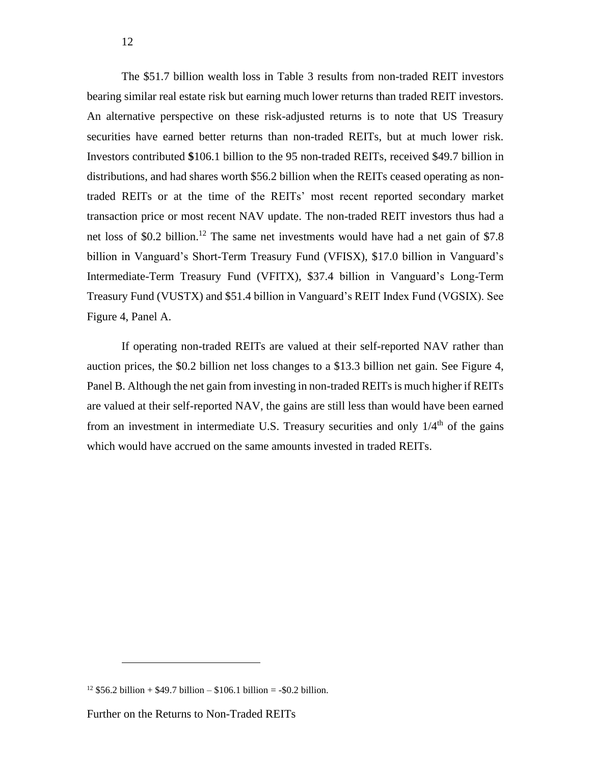The $51.7 billion wealth loss in Table 3 results from non-traded REIT investors bearing similar real estate risk but earning much lower returns than traded REIT investors. An alternative perspective on these risk-adjusted returns is to note that US Treasury securities have earned better returns than non-traded REITs, but at much lower risk. Investors contributed $106.1 billion to the 95 non-traded REITs, received $49.7 billion in distributions, and had shares worth $56.2 billion when the REITs ceased operating as non-traded REITs or at the time of the REITs' most recent reported secondary market transaction price or most recent NAV update. The non-traded REIT investors thus had a net loss of $0.2 billion.[12] The same net investments would have had a net gain of $7.8 billion in Vanguard's Short-Term Treasury Fund (VFISX), $17.0 billion in Vanguard's Intermediate-Term Treasury Fund (VFITX), $37.4 billion in Vanguard's Long-Term Treasury Fund (VUSTX) and $51.4 billion in Vanguard's REIT Index Fund (VGSIX). See Figure 4, Panel A.

If operating non-traded REITs are valued at their self-reported NAV rather than auction prices, the $0.2 billion net loss changes to a $13.3 billion net gain. See Figure 4, Panel B. Although the net gain from investing in non-traded REITs is much higher if REITs are valued at their self-reported NAV, the gains are still less than would have been earned from an investment in intermediate U.S. Treasury securities and only 1/4th of the gains which would have accrued on the same amounts invested in traded REITs.

[12] $56.2 billion + $49.7 billion – $106.1 billion = -$0.2 billion.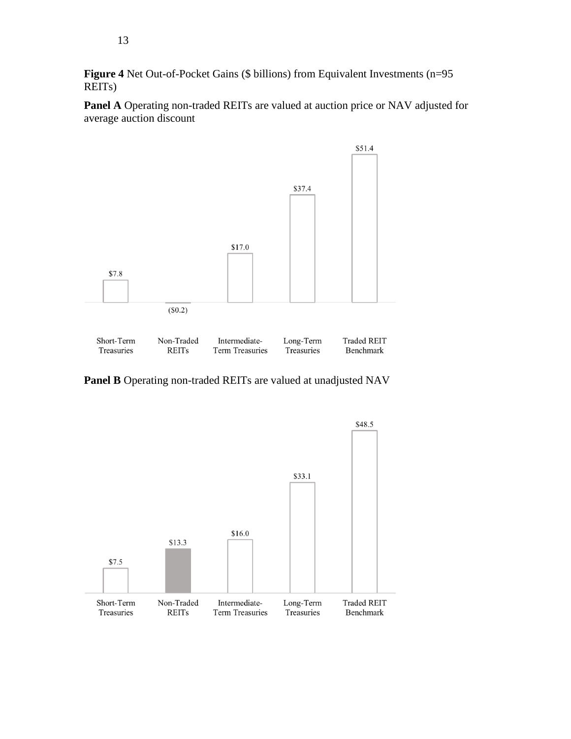**Figure 4** Net Out-of-Pocket Gains ($ billions) from Equivalent Investments (n=95 REITs)

**Panel A** Operating non-traded REITs are valued at auction price or NAV adjusted for average auction discount

| Short-Term Treasuries | Non-Traded REITs | Intermediate-Term Treasuries | Long-Term Treasuries | Traded REIT Benchmark |
|---|---|---|---|---|
| $7.8 | ($0.2) | $17.0 | $37.4 | $51.4 |

**Panel B** Operating non-traded REITs are valued at unadjusted NAV

| Short-Term Treasuries | Non-Traded REITs | Intermediate-Term Treasuries | Long-Term Treasuries | Traded REIT Benchmark |
|---|---|---|---|---|
| $7.5 | $13.3 | $16.0 | $33.1 | $48.5 |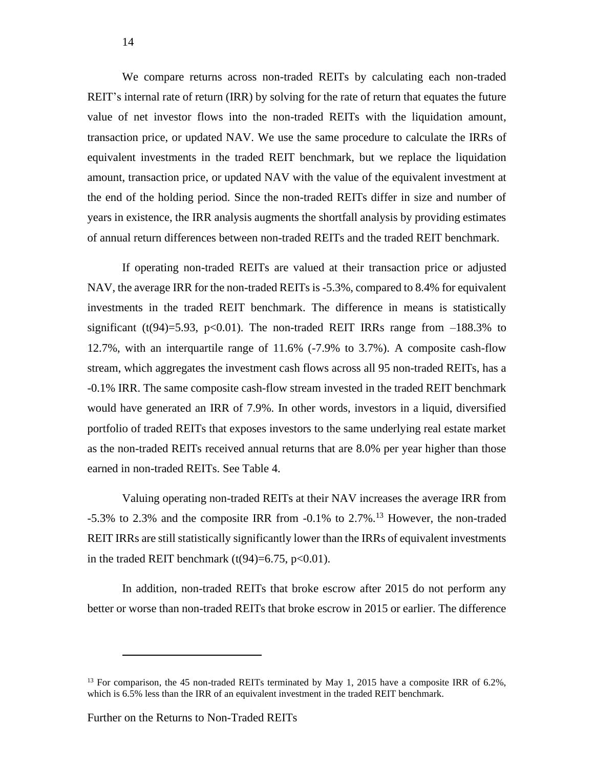We compare returns across non-traded REITs by calculating each non-traded REIT's internal rate of return (IRR) by solving for the rate of return that equates the future value of net investor flows into the non-traded REITs with the liquidation amount, transaction price, or updated NAV. We use the same procedure to calculate the IRRs of equivalent investments in the traded REIT benchmark, but we replace the liquidation amount, transaction price, or updated NAV with the value of the equivalent investment at the end of the holding period. Since the non-traded REITs differ in size and number of years in existence, the IRR analysis augments the shortfall analysis by providing estimates of annual return differences between non-traded REITs and the traded REIT benchmark.

If operating non-traded REITs are valued at their transaction price or adjusted NAV, the average IRR for the non-traded REITs is -5.3%, compared to 8.4% for equivalent investments in the traded REIT benchmark. The difference in means is statistically significant ($t(94)=5.93$, $p<0.01$). The non-traded REIT IRRs range from –188.3% to 12.7%, with an interquartile range of 11.6% (-7.9% to 3.7%). A composite cash-flow stream, which aggregates the investment cash flows across all 95 non-traded REITs, has a -0.1% IRR. The same composite cash-flow stream invested in the traded REIT benchmark would have generated an IRR of 7.9%. In other words, investors in a liquid, diversified portfolio of traded REITs that exposes investors to the same underlying real estate market as the non-traded REITs received annual returns that are 8.0% per year higher than those earned in non-traded REITs. See Table 4.

Valuing operating non-traded REITs at their NAV increases the average IRR from -5.3% to 2.3% and the composite IRR from -0.1% to 2.7%.[13] However, the non-traded REIT IRRs are still statistically significantly lower than the IRRs of equivalent investments in the traded REIT benchmark ($t(94)=6.75$, $p<0.01$).

In addition, non-traded REITs that broke escrow after 2015 do not perform any better or worse than non-traded REITs that broke escrow in 2015 or earlier. The difference

---

[13] For comparison, the 45 non-traded REITs terminated by May 1, 2015 have a composite IRR of 6.2%, which is 6.5% less than the IRR of an equivalent investment in the traded REIT benchmark.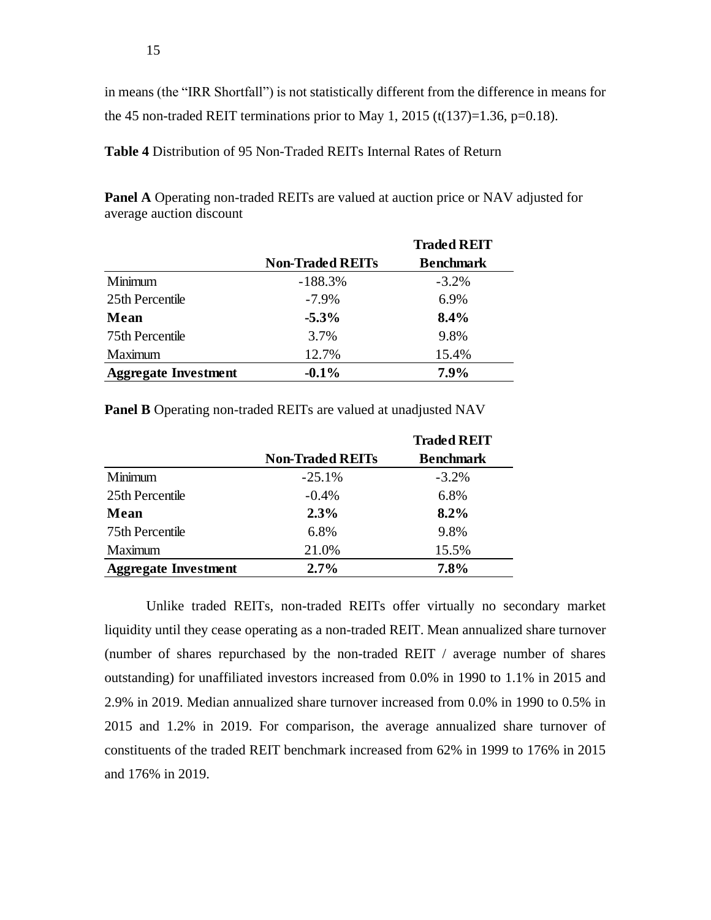in means (the "IRR Shortfall") is not statistically different from the difference in means for the 45 non-traded REIT terminations prior to May 1, 2015 ($t(137)=1.36$, $p=0.18$).

**Table 4** Distribution of 95 Non-Traded REITs Internal Rates of Return

**Panel A** Operating non-traded REITs are valued at auction price or NAV adjusted for average auction discount

| | Non-Traded REITs | Traded REIT Benchmark |
|---|---|---|
| Minimum | -188.3% | -3.2% |
| 25th Percentile | -7.9% | 6.9% |
| **Mean** | **-5.3%** | **8.4%** |
| 75th Percentile | 3.7% | 9.8% |
| Maximum | 12.7% | 15.4% |
| **Aggregate Investment** | **-0.1%** | **7.9%** |

**Panel B** Operating non-traded REITs are valued at unadjusted NAV

| | Non-Traded REITs | Traded REIT Benchmark |
|---|---|---|
| Minimum | -25.1% | -3.2% |
| 25th Percentile | -0.4% | 6.8% |
| **Mean** | **2.3%** | **8.2%** |
| 75th Percentile | 6.8% | 9.8% |
| Maximum | 21.0% | 15.5% |
| **Aggregate Investment** | **2.7%** | **7.8%** |

Unlike traded REITs, non-traded REITs offer virtually no secondary market liquidity until they cease operating as a non-traded REIT. Mean annualized share turnover (number of shares repurchased by the non-traded REIT / average number of shares outstanding) for unaffiliated investors increased from 0.0% in 1990 to 1.1% in 2015 and 2.9% in 2019. Median annualized share turnover increased from 0.0% in 1990 to 0.5% in 2015 and 1.2% in 2019. For comparison, the average annualized share turnover of constituents of the traded REIT benchmark increased from 62% in 1999 to 176% in 2015 and 176% in 2019.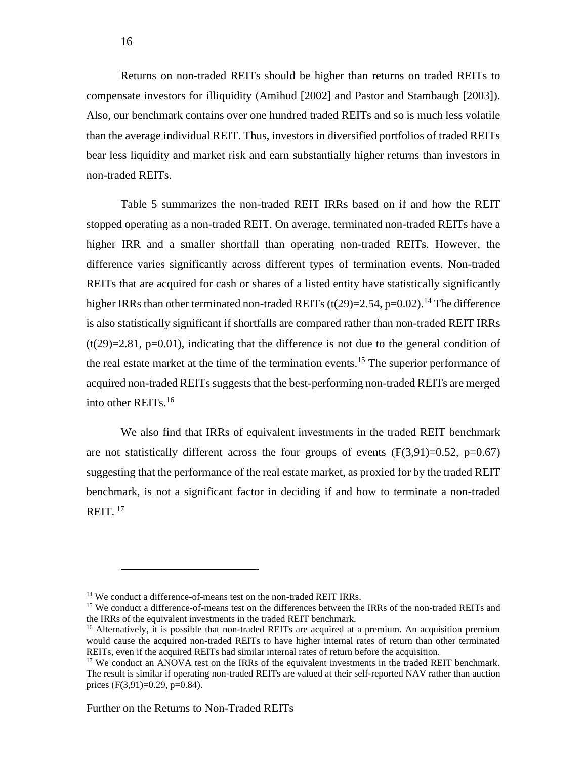Returns on non-traded REITs should be higher than returns on traded REITs to compensate investors for illiquidity (Amihud [2002] and Pastor and Stambaugh [2003]). Also, our benchmark contains over one hundred traded REITs and so is much less volatile than the average individual REIT. Thus, investors in diversified portfolios of traded REITs bear less liquidity and market risk and earn substantially higher returns than investors in non-traded REITs.

Table 5 summarizes the non-traded REIT IRRs based on if and how the REIT stopped operating as a non-traded REIT. On average, terminated non-traded REITs have a higher IRR and a smaller shortfall than operating non-traded REITs. However, the difference varies significantly across different types of termination events. Non-traded REITs that are acquired for cash or shares of a listed entity have statistically significantly higher IRRs than other terminated non-traded REITs ($t(29)=2.54$, $p=0.02$).[14] The difference is also statistically significant if shortfalls are compared rather than non-traded REIT IRRs ($t(29)=2.81$, $p=0.01$), indicating that the difference is not due to the general condition of the real estate market at the time of the termination events.[15] The superior performance of acquired non-traded REITs suggests that the best-performing non-traded REITs are merged into other REITs.[16]

We also find that IRRs of equivalent investments in the traded REIT benchmark are not statistically different across the four groups of events ($F(3,91)=0.52$, $p=0.67$) suggesting that the performance of the real estate market, as proxied for by the traded REIT benchmark, is not a significant factor in deciding if and how to terminate a non-traded REIT. [17]

---

[14] We conduct a difference-of-means test on the non-traded REIT IRRs.

[15] We conduct a difference-of-means test on the differences between the IRRs of the non-traded REITs and the IRRs of the equivalent investments in the traded REIT benchmark.

[16] Alternatively, it is possible that non-traded REITs are acquired at a premium. An acquisition premium would cause the acquired non-traded REITs to have higher internal rates of return than other terminated REITs, even if the acquired REITs had similar internal rates of return before the acquisition.

[17] We conduct an ANOVA test on the IRRs of the equivalent investments in the traded REIT benchmark. The result is similar if operating non-traded REITs are valued at their self-reported NAV rather than auction prices ($F(3,91)=0.29$, $p=0.84$).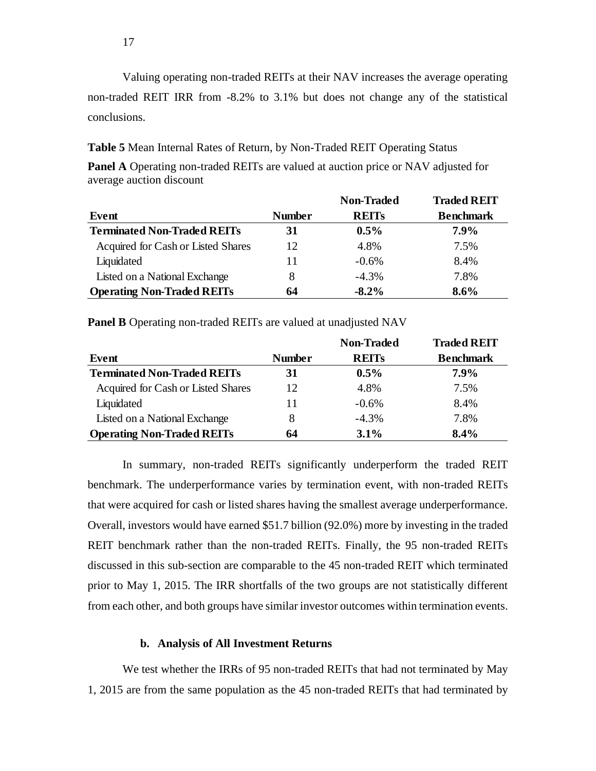Valuing operating non-traded REITs at their NAV increases the average operating non-traded REIT IRR from -8.2% to 3.1% but does not change any of the statistical conclusions.

**Table 5** Mean Internal Rates of Return, by Non-Traded REIT Operating Status

**Panel A** Operating non-traded REITs are valued at auction price or NAV adjusted for average auction discount

| Event | Number | Non-Traded REITs | Traded REIT Benchmark |
|---|---|---|---|
| **Terminated Non-Traded REITs** | **31** | **0.5%** | **7.9%** |
| Acquired for Cash or Listed Shares | 12 | 4.8% | 7.5% |
| Liquidated | 11 | -0.6% | 8.4% |
| Listed on a National Exchange | 8 | -4.3% | 7.8% |
| **Operating Non-Traded REITs** | **64** | **-8.2%** | **8.6%** |

**Panel B** Operating non-traded REITs are valued at unadjusted NAV

| Event | Number | Non-Traded REITs | Traded REIT Benchmark |
|---|---|---|---|
| **Terminated Non-Traded REITs** | **31** | **0.5%** | **7.9%** |
| Acquired for Cash or Listed Shares | 12 | 4.8% | 7.5% |
| Liquidated | 11 | -0.6% | 8.4% |
| Listed on a National Exchange | 8 | -4.3% | 7.8% |
| **Operating Non-Traded REITs** | **64** | **3.1%** | **8.4%** |

In summary, non-traded REITs significantly underperform the traded REIT benchmark. The underperformance varies by termination event, with non-traded REITs that were acquired for cash or listed shares having the smallest average underperformance. Overall, investors would have earned $51.7 billion (92.0%) more by investing in the traded REIT benchmark rather than the non-traded REITs. Finally, the 95 non-traded REITs discussed in this sub-section are comparable to the 45 non-traded REIT which terminated prior to May 1, 2015. The IRR shortfalls of the two groups are not statistically different from each other, and both groups have similar investor outcomes within termination events.

### b. Analysis of All Investment Returns

We test whether the IRRs of 95 non-traded REITs that had not terminated by May 1, 2015 are from the same population as the 45 non-traded REITs that had terminated by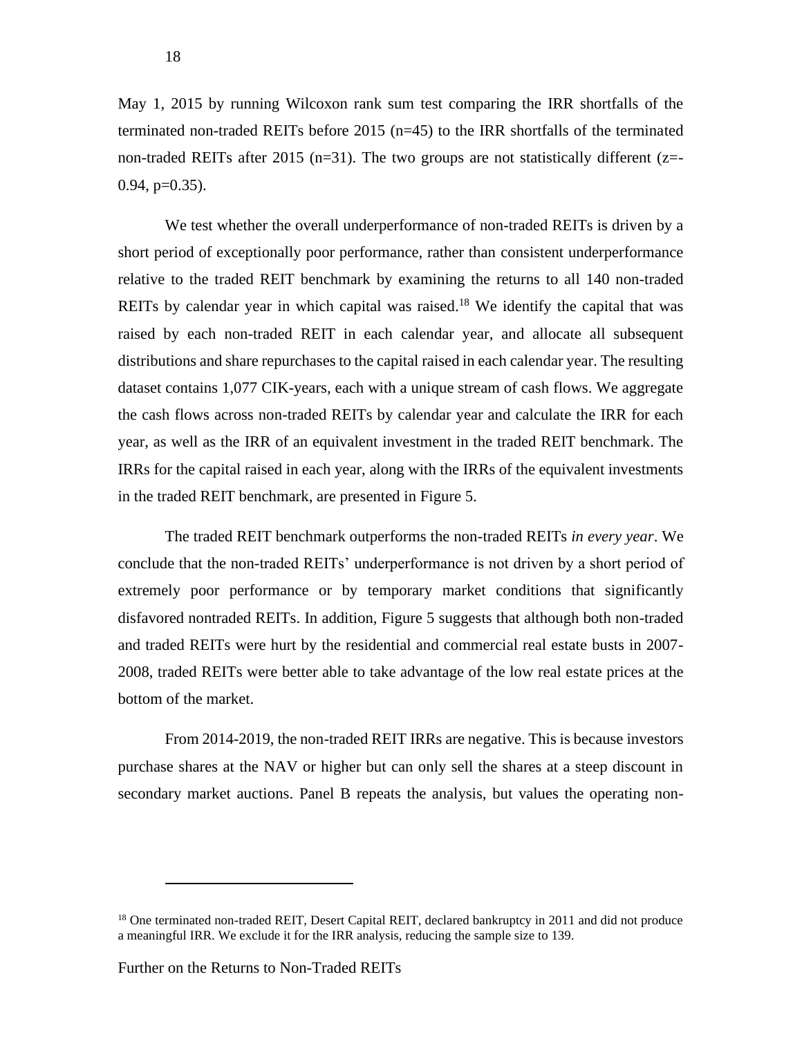May 1, 2015 by running Wilcoxon rank sum test comparing the IRR shortfalls of the terminated non-traded REITs before 2015 (n=45) to the IRR shortfalls of the terminated non-traded REITs after 2015 (n=31). The two groups are not statistically different (z=-0.94, p=0.35).

We test whether the overall underperformance of non-traded REITs is driven by a short period of exceptionally poor performance, rather than consistent underperformance relative to the traded REIT benchmark by examining the returns to all 140 non-traded REITs by calendar year in which capital was raised.[18] We identify the capital that was raised by each non-traded REIT in each calendar year, and allocate all subsequent distributions and share repurchases to the capital raised in each calendar year. The resulting dataset contains 1,077 CIK-years, each with a unique stream of cash flows. We aggregate the cash flows across non-traded REITs by calendar year and calculate the IRR for each year, as well as the IRR of an equivalent investment in the traded REIT benchmark. The IRRs for the capital raised in each year, along with the IRRs of the equivalent investments in the traded REIT benchmark, are presented in Figure 5.

The traded REIT benchmark outperforms the non-traded REITs *in every year*. We conclude that the non-traded REITs' underperformance is not driven by a short period of extremely poor performance or by temporary market conditions that significantly disfavored nontraded REITs. In addition, Figure 5 suggests that although both non-traded and traded REITs were hurt by the residential and commercial real estate busts in 2007-2008, traded REITs were better able to take advantage of the low real estate prices at the bottom of the market.

From 2014-2019, the non-traded REIT IRRs are negative. This is because investors purchase shares at the NAV or higher but can only sell the shares at a steep discount in secondary market auctions. Panel B repeats the analysis, but values the operating non-

[18] One terminated non-traded REIT, Desert Capital REIT, declared bankruptcy in 2011 and did not produce a meaningful IRR. We exclude it for the IRR analysis, reducing the sample size to 139.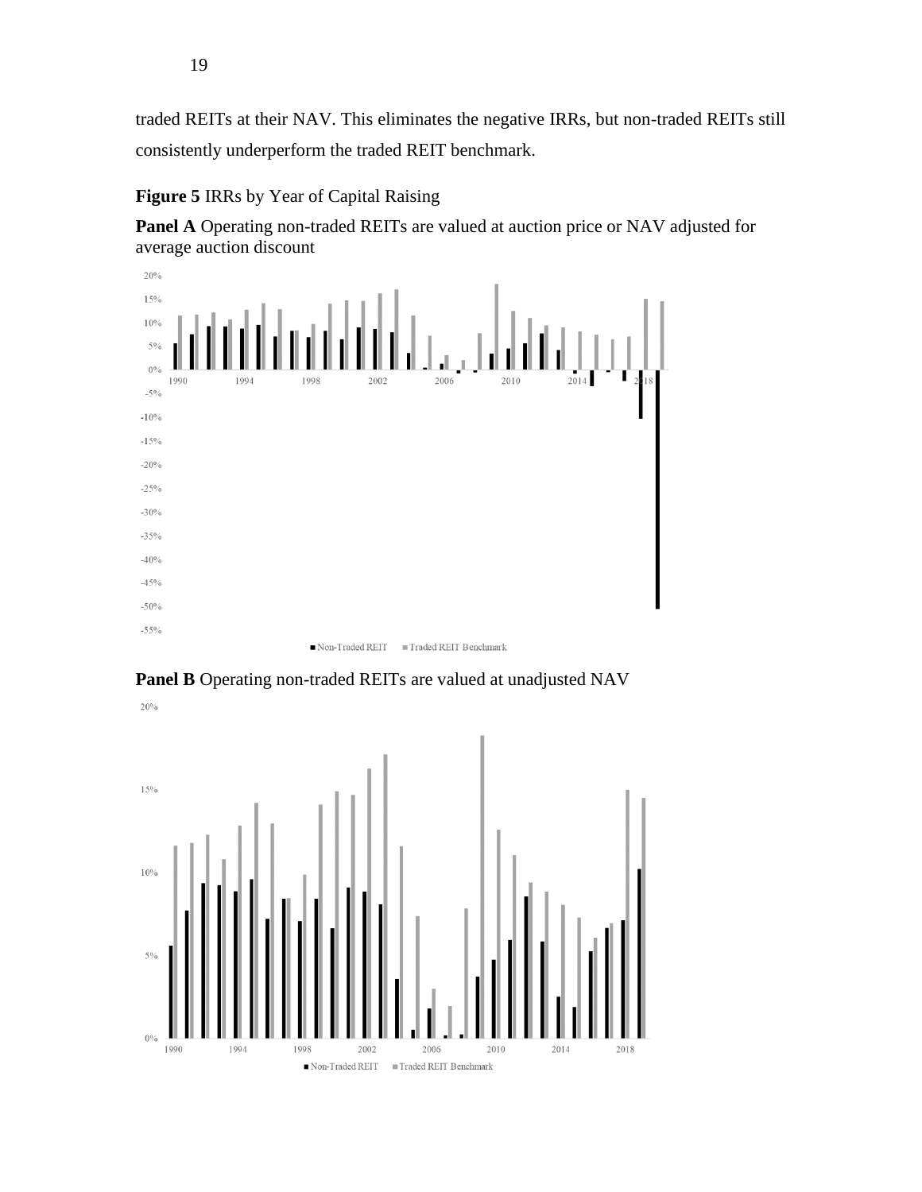traded REITs at their NAV. This eliminates the negative IRRs, but non-traded REITs still consistently underperform the traded REIT benchmark.

**Figure 5** IRRs by Year of Capital Raising

**Panel A** Operating non-traded REITs are valued at auction price or NAV adjusted for average auction discount

**Panel B** Operating non-traded REITs are valued at unadjusted NAV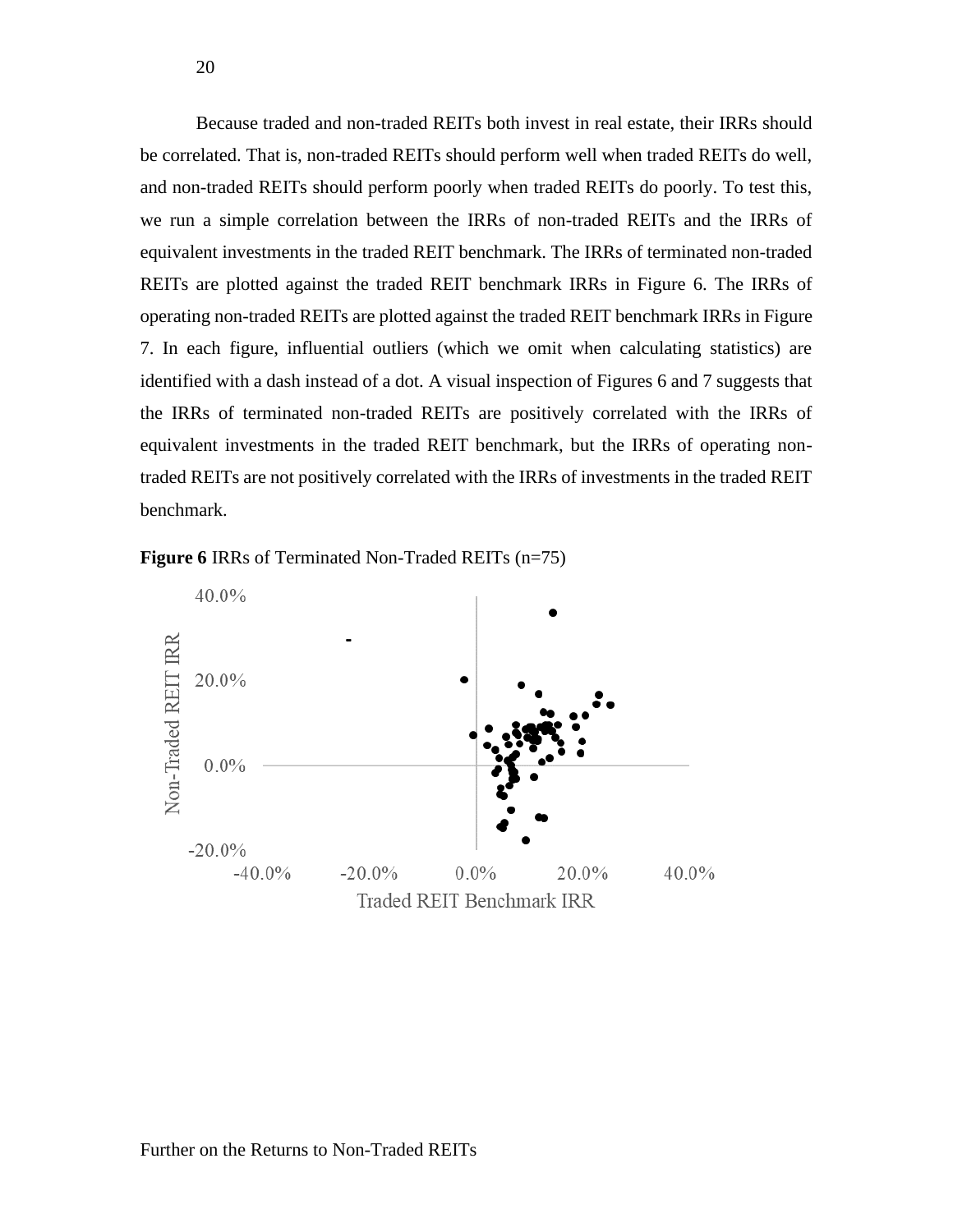Because traded and non-traded REITs both invest in real estate, their IRRs should be correlated. That is, non-traded REITs should perform well when traded REITs do well, and non-traded REITs should perform poorly when traded REITs do poorly. To test this, we run a simple correlation between the IRRs of non-traded REITs and the IRRs of equivalent investments in the traded REIT benchmark. The IRRs of terminated non-traded REITs are plotted against the traded REIT benchmark IRRs in Figure 6. The IRRs of operating non-traded REITs are plotted against the traded REIT benchmark IRRs in Figure 7. In each figure, influential outliers (which we omit when calculating statistics) are identified with a dash instead of a dot. A visual inspection of Figures 6 and 7 suggests that the IRRs of terminated non-traded REITs are positively correlated with the IRRs of equivalent investments in the traded REIT benchmark, but the IRRs of operating non-traded REITs are not positively correlated with the IRRs of investments in the traded REIT benchmark.

**Figure 6** IRRs of Terminated Non-Traded REITs (n=75)

Non-Traded REIT IRR: 40.0%, 20.0%, 0.0%, -20.0%

Traded REIT Benchmark IRR: -40.0%, -20.0%, 0.0%, 20.0%, 40.0%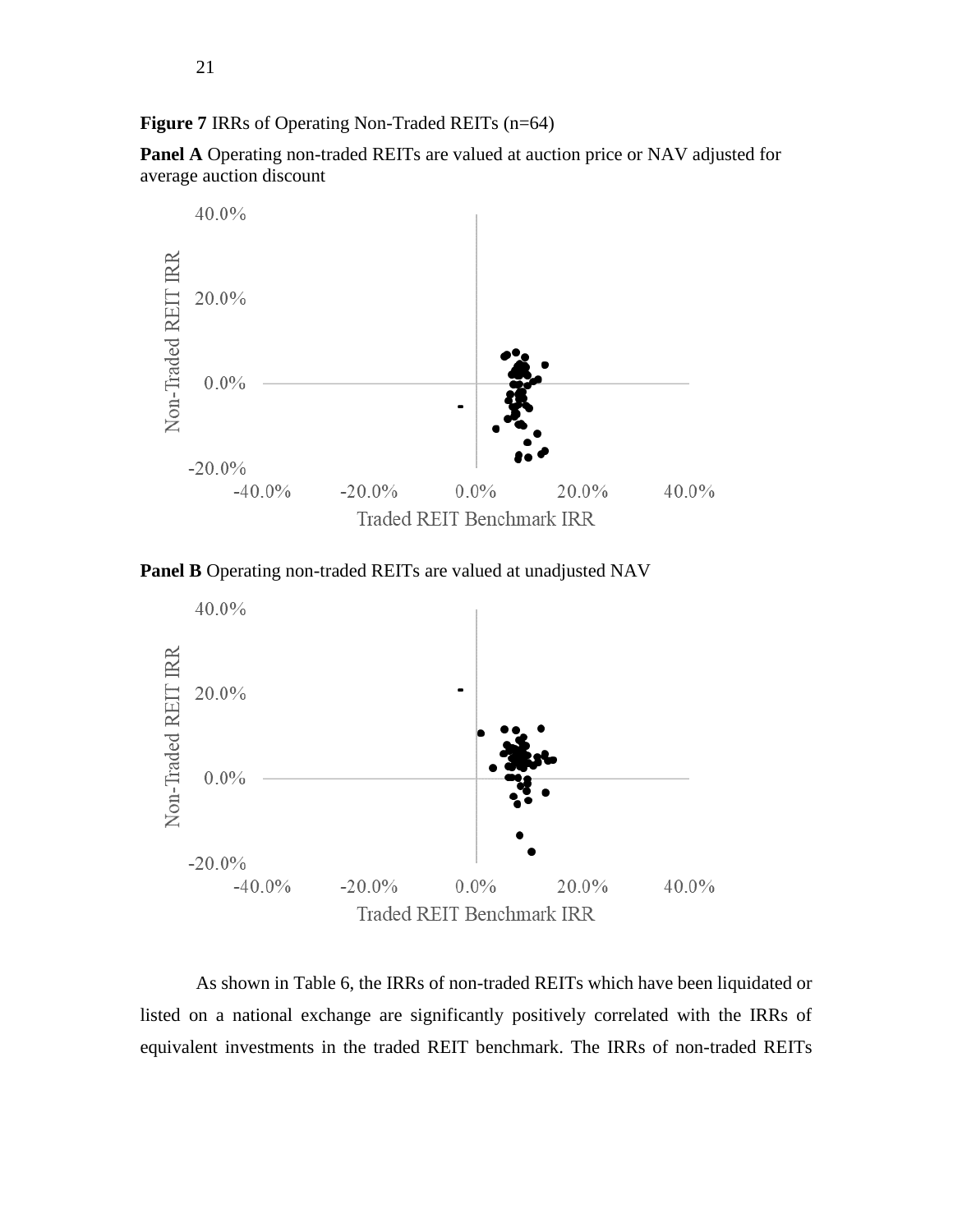**Figure 7** IRRs of Operating Non-Traded REITs (n=64)

**Panel A** Operating non-traded REITs are valued at auction price or NAV adjusted for average auction discount

**Panel B** Operating non-traded REITs are valued at unadjusted NAV

As shown in Table 6, the IRRs of non-traded REITs which have been liquidated or listed on a national exchange are significantly positively correlated with the IRRs of equivalent investments in the traded REIT benchmark. The IRRs of non-traded REITs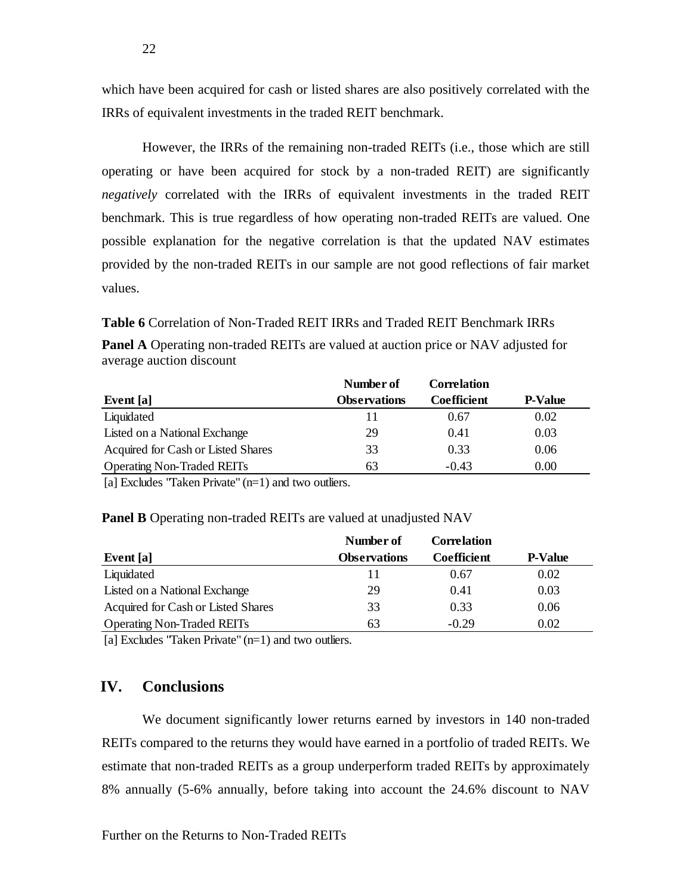which have been acquired for cash or listed shares are also positively correlated with the IRRs of equivalent investments in the traded REIT benchmark.

However, the IRRs of the remaining non-traded REITs (i.e., those which are still operating or have been acquired for stock by a non-traded REIT) are significantly *negatively* correlated with the IRRs of equivalent investments in the traded REIT benchmark. This is true regardless of how operating non-traded REITs are valued. One possible explanation for the negative correlation is that the updated NAV estimates provided by the non-traded REITs in our sample are not good reflections of fair market values.

**Table 6** Correlation of Non-Traded REIT IRRs and Traded REIT Benchmark IRRs

**Panel A** Operating non-traded REITs are valued at auction price or NAV adjusted for average auction discount

| Event [a] | Number of Observations | Correlation Coefficient | P-Value |
|---|---|---|---|
| Liquidated | 11 | 0.67 | 0.02 |
| Listed on a National Exchange | 29 | 0.41 | 0.03 |
| Acquired for Cash or Listed Shares | 33 | 0.33 | 0.06 |
| Operating Non-Traded REITs | 63 | -0.43 | 0.00 |

[a] Excludes "Taken Private" (n=1) and two outliers.

**Panel B** Operating non-traded REITs are valued at unadjusted NAV

| Event [a] | Number of Observations | Correlation Coefficient | P-Value |
|---|---|---|---|
| Liquidated | 11 | 0.67 | 0.02 |
| Listed on a National Exchange | 29 | 0.41 | 0.03 |
| Acquired for Cash or Listed Shares | 33 | 0.33 | 0.06 |
| Operating Non-Traded REITs | 63 | -0.29 | 0.02 |

[a] Excludes "Taken Private" (n=1) and two outliers.

## IV. Conclusions

We document significantly lower returns earned by investors in 140 non-traded REITs compared to the returns they would have earned in a portfolio of traded REITs. We estimate that non-traded REITs as a group underperform traded REITs by approximately 8% annually (5-6% annually, before taking into account the 24.6% discount to NAV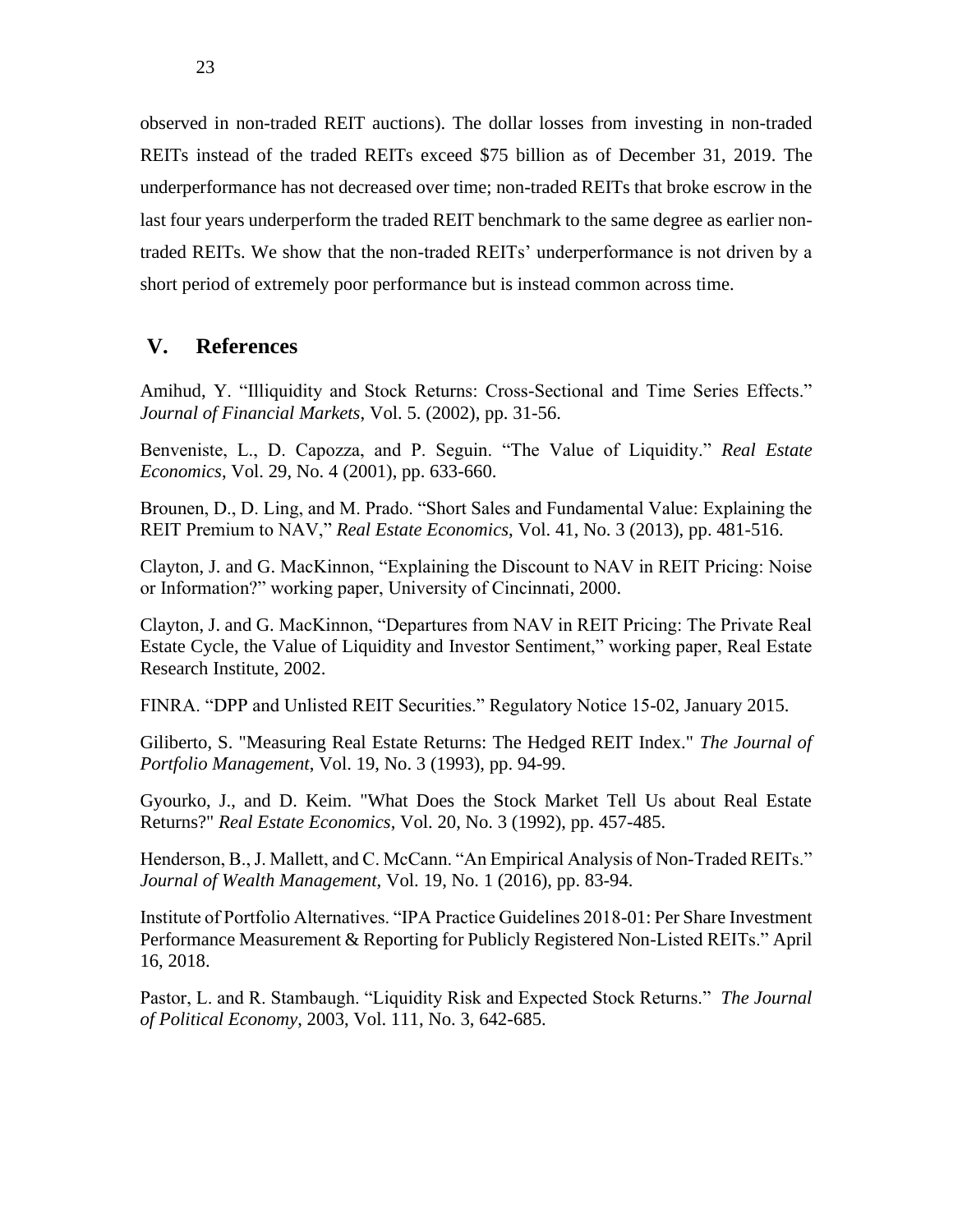observed in non-traded REIT auctions). The dollar losses from investing in non-traded REITs instead of the traded REITs exceed $75 billion as of December 31, 2019. The underperformance has not decreased over time; non-traded REITs that broke escrow in the last four years underperform the traded REIT benchmark to the same degree as earlier non-traded REITs. We show that the non-traded REITs' underperformance is not driven by a short period of extremely poor performance but is instead common across time.

## V. References

Amihud, Y. "Illiquidity and Stock Returns: Cross-Sectional and Time Series Effects." *Journal of Financial Markets*, Vol. 5. (2002), pp. 31-56.

Benveniste, L., D. Capozza, and P. Seguin. "The Value of Liquidity." *Real Estate Economics*, Vol. 29, No. 4 (2001), pp. 633-660.

Brounen, D., D. Ling, and M. Prado. "Short Sales and Fundamental Value: Explaining the REIT Premium to NAV," *Real Estate Economics*, Vol. 41, No. 3 (2013), pp. 481-516.

Clayton, J. and G. MacKinnon, "Explaining the Discount to NAV in REIT Pricing: Noise or Information?" working paper, University of Cincinnati, 2000.

Clayton, J. and G. MacKinnon, "Departures from NAV in REIT Pricing: The Private Real Estate Cycle, the Value of Liquidity and Investor Sentiment," working paper, Real Estate Research Institute, 2002.

FINRA. "DPP and Unlisted REIT Securities." Regulatory Notice 15-02, January 2015.

Giliberto, S. "Measuring Real Estate Returns: The Hedged REIT Index." *The Journal of Portfolio Management*, Vol. 19, No. 3 (1993), pp. 94-99.

Gyourko, J., and D. Keim. "What Does the Stock Market Tell Us about Real Estate Returns?" *Real Estate Economics*, Vol. 20, No. 3 (1992), pp. 457-485.

Henderson, B., J. Mallett, and C. McCann. "An Empirical Analysis of Non-Traded REITs." *Journal of Wealth Management*, Vol. 19, No. 1 (2016), pp. 83-94.

Institute of Portfolio Alternatives. "IPA Practice Guidelines 2018-01: Per Share Investment Performance Measurement & Reporting for Publicly Registered Non-Listed REITs." April 16, 2018.

Pastor, L. and R. Stambaugh. "Liquidity Risk and Expected Stock Returns." *The Journal of Political Economy*, 2003, Vol. 111, No. 3, 642-685.